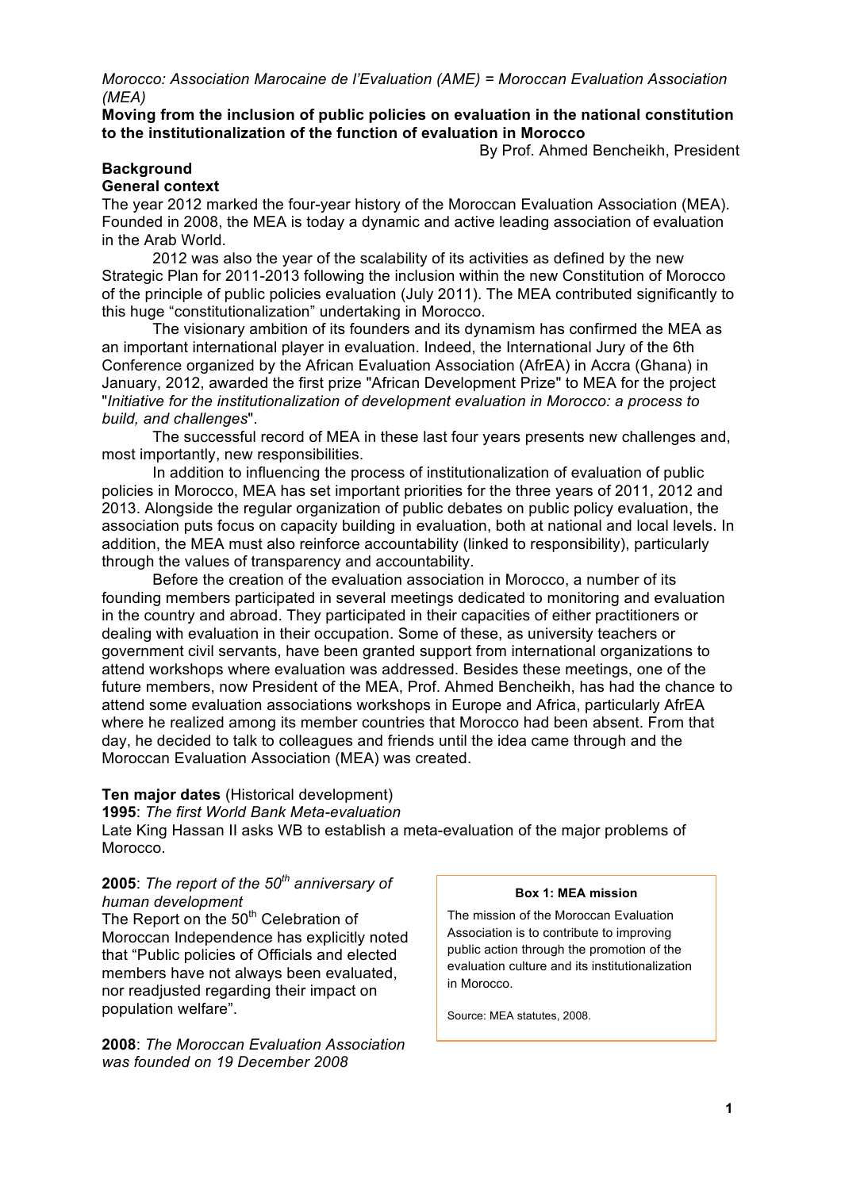*Morocco: Association Marocaine de l'Evaluation (AME) = Moroccan Evaluation Association (MEA)*

# Moving from the inclusion of public policies on evaluation in the national constitution to the institutionalization of the function of evaluation in Morocco

By Prof. Ahmed Bencheikh, President

## Background

### General context

The year 2012 marked the four-year history of the Moroccan Evaluation Association (MEA). Founded in 2008, the MEA is today a dynamic and active leading association of evaluation in the Arab World.

2012 was also the year of the scalability of its activities as defined by the new Strategic Plan for 2011-2013 following the inclusion within the new Constitution of Morocco of the principle of public policies evaluation (July 2011). The MEA contributed significantly to this huge "constitutionalization" undertaking in Morocco.

The visionary ambition of its founders and its dynamism has confirmed the MEA as an important international player in evaluation. Indeed, the International Jury of the 6th Conference organized by the African Evaluation Association (AfrEA) in Accra (Ghana) in January, 2012, awarded the first prize "African Development Prize" to MEA for the project "*Initiative for the institutionalization of development evaluation in Morocco: a process to build, and challenges*".

The successful record of MEA in these last four years presents new challenges and, most importantly, new responsibilities.

In addition to influencing the process of institutionalization of evaluation of public policies in Morocco, MEA has set important priorities for the three years of 2011, 2012 and 2013. Alongside the regular organization of public debates on public policy evaluation, the association puts focus on capacity building in evaluation, both at national and local levels. In addition, the MEA must also reinforce accountability (linked to responsibility), particularly through the values of transparency and accountability.

Before the creation of the evaluation association in Morocco, a number of its founding members participated in several meetings dedicated to monitoring and evaluation in the country and abroad. They participated in their capacities of either practitioners or dealing with evaluation in their occupation. Some of these, as university teachers or government civil servants, have been granted support from international organizations to attend workshops where evaluation was addressed. Besides these meetings, one of the future members, now President of the MEA, Prof. Ahmed Bencheikh, has had the chance to attend some evaluation associations workshops in Europe and Africa, particularly AfrEA where he realized among its member countries that Morocco had been absent. From that day, he decided to talk to colleagues and friends until the idea came through and the Moroccan Evaluation Association (MEA) was created.

**Ten major dates** (Historical development)

**1995**: *The first World Bank Meta-evaluation*

Late King Hassan II asks WB to establish a meta-evaluation of the major problems of Morocco.

**2005**: *The report of the 50th anniversary of human development*

The Report on the 50th Celebration of Moroccan Independence has explicitly noted that "Public policies of Officials and elected members have not always been evaluated, nor readjusted regarding their impact on population welfare".

**2008**: *The Moroccan Evaluation Association was founded on 19 December 2008*

> **Box 1: MEA mission**
>
> The mission of the Moroccan Evaluation Association is to contribute to improving public action through the promotion of the evaluation culture and its institutionalization in Morocco.
>
> Source: MEA statutes, 2008.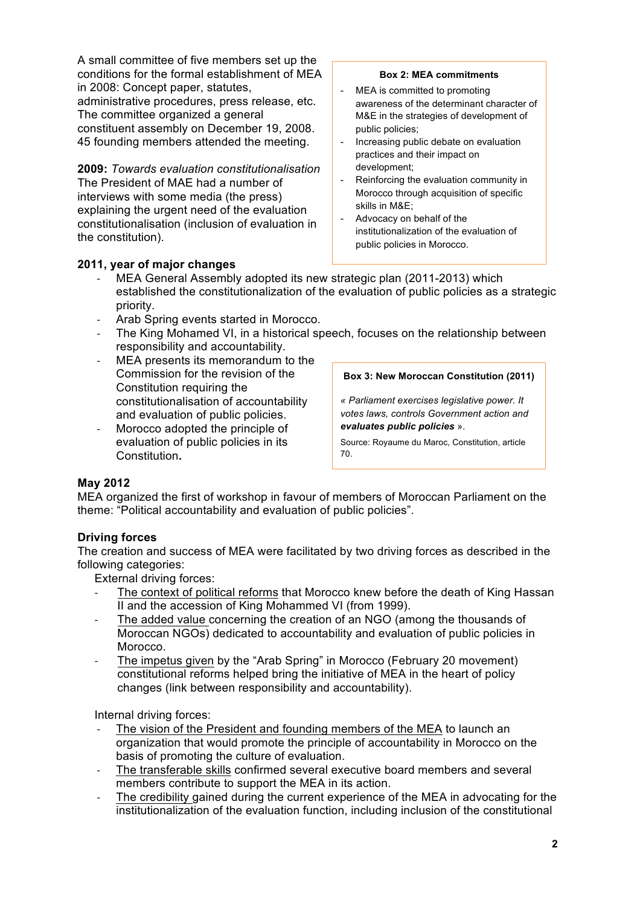A small committee of five members set up the conditions for the formal establishment of MEA in 2008: Concept paper, statutes, administrative procedures, press release, etc. The committee organized a general constituent assembly on December 19, 2008. 45 founding members attended the meeting.

**2009:** *Towards evaluation constitutionalisation*
The President of MAE had a number of interviews with some media (the press) explaining the urgent need of the evaluation constitutionalisation (inclusion of evaluation in the constitution).

> **Box 2: MEA commitments**
>
> - MEA is committed to promoting awareness of the determinant character of M&E in the strategies of development of public policies;
> - Increasing public debate on evaluation practices and their impact on development;
> - Reinforcing the evaluation community in Morocco through acquisition of specific skills in M&E;
> - Advocacy on behalf of the institutionalization of the evaluation of public policies in Morocco.

**2011, year of major changes**

- MEA General Assembly adopted its new strategic plan (2011-2013) which established the constitutionalization of the evaluation of public policies as a strategic priority.
- Arab Spring events started in Morocco.
- The King Mohamed VI, in a historical speech, focuses on the relationship between responsibility and accountability.
- MEA presents its memorandum to the Commission for the revision of the Constitution requiring the constitutionalisation of accountability and evaluation of public policies.
- Morocco adopted the principle of evaluation of public policies in its Constitution**.**

> **Box 3: New Moroccan Constitution (2011)**
>
> *« Parliament exercises legislative power. It votes laws, controls Government action and **evaluates public policies*** ».
>
> Source: Royaume du Maroc, Constitution, article 70.

**May 2012**
MEA organized the first of workshop in favour of members of Moroccan Parliament on the theme: "Political accountability and evaluation of public policies".

**Driving forces**
The creation and success of MEA were facilitated by two driving forces as described in the following categories:

External driving forces:

- The context of political reforms that Morocco knew before the death of King Hassan II and the accession of King Mohammed VI (from 1999).
- The added value concerning the creation of an NGO (among the thousands of Moroccan NGOs) dedicated to accountability and evaluation of public policies in Morocco.
- The impetus given by the "Arab Spring" in Morocco (February 20 movement) constitutional reforms helped bring the initiative of MEA in the heart of policy changes (link between responsibility and accountability).

Internal driving forces:

- The vision of the President and founding members of the MEA to launch an organization that would promote the principle of accountability in Morocco on the basis of promoting the culture of evaluation.
- The transferable skills confirmed several executive board members and several members contribute to support the MEA in its action.
- The credibility gained during the current experience of the MEA in advocating for the institutionalization of the evaluation function, including inclusion of the constitutional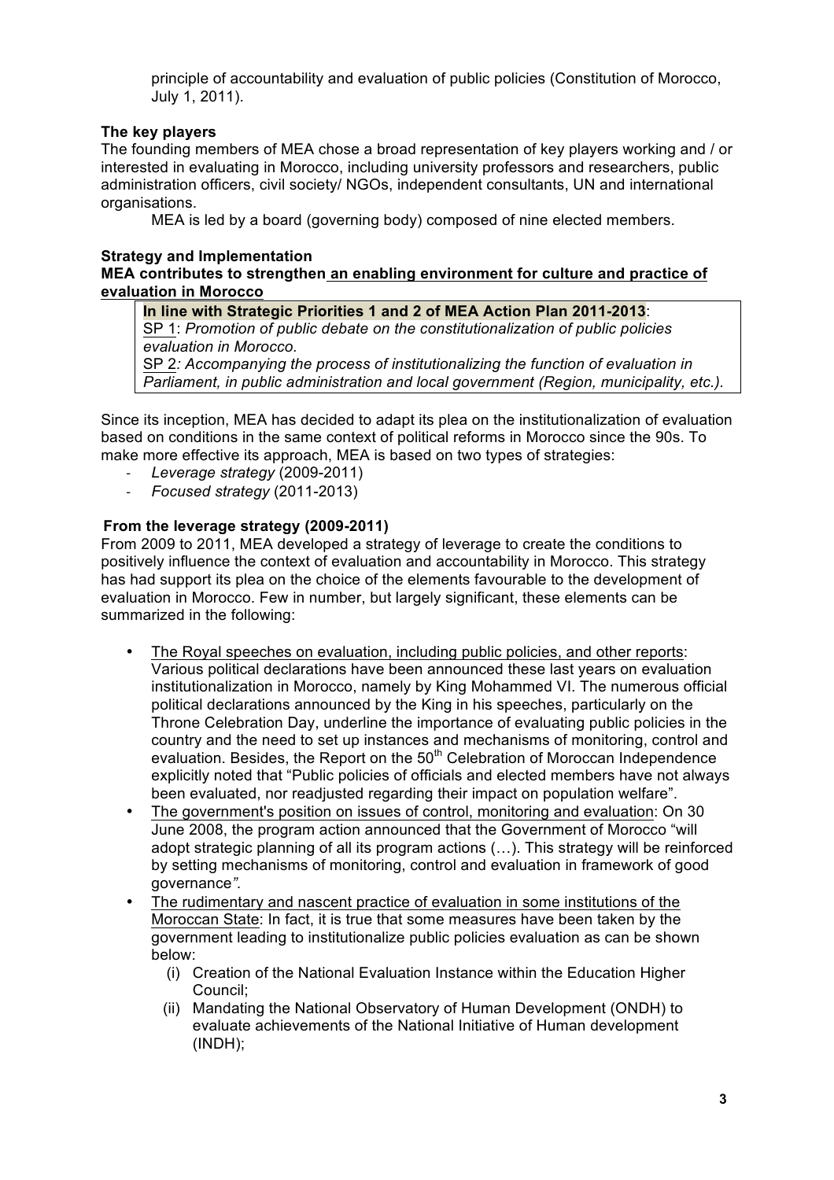principle of accountability and evaluation of public policies (Constitution of Morocco, July 1, 2011).

**The key players**

The founding members of MEA chose a broad representation of key players working and / or interested in evaluating in Morocco, including university professors and researchers, public administration officers, civil society/ NGOs, independent consultants, UN and international organisations.

MEA is led by a board (governing body) composed of nine elected members.

**Strategy and Implementation**

**MEA contributes to strengthen an enabling environment for culture and practice of evaluation in Morocco**

> **In line with Strategic Priorities 1 and 2 of MEA Action Plan 2011-2013**:
> SP 1: *Promotion of public debate on the constitutionalization of public policies evaluation in Morocco.*
> SP 2*: Accompanying the process of institutionalizing the function of evaluation in Parliament, in public administration and local government (Region, municipality, etc.).*

Since its inception, MEA has decided to adapt its plea on the institutionalization of evaluation based on conditions in the same context of political reforms in Morocco since the 90s. To make more effective its approach, MEA is based on two types of strategies:

- *Leverage strategy* (2009-2011)
- *Focused strategy* (2011-2013)

**From the leverage strategy (2009-2011)**

From 2009 to 2011, MEA developed a strategy of leverage to create the conditions to positively influence the context of evaluation and accountability in Morocco. This strategy has had support its plea on the choice of the elements favourable to the development of evaluation in Morocco. Few in number, but largely significant, these elements can be summarized in the following:

- The Royal speeches on evaluation, including public policies, and other reports: Various political declarations have been announced these last years on evaluation institutionalization in Morocco, namely by King Mohammed VI. The numerous official political declarations announced by the King in his speeches, particularly on the Throne Celebration Day, underline the importance of evaluating public policies in the country and the need to set up instances and mechanisms of monitoring, control and evaluation. Besides, the Report on the 50th Celebration of Moroccan Independence explicitly noted that "Public policies of officials and elected members have not always been evaluated, nor readjusted regarding their impact on population welfare".
- The government's position on issues of control, monitoring and evaluation: On 30 June 2008, the program action announced that the Government of Morocco "will adopt strategic planning of all its program actions (…). This strategy will be reinforced by setting mechanisms of monitoring, control and evaluation in framework of good governance*".*
- The rudimentary and nascent practice of evaluation in some institutions of the Moroccan State: In fact, it is true that some measures have been taken by the government leading to institutionalize public policies evaluation as can be shown below:
    - (i) Creation of the National Evaluation Instance within the Education Higher Council;
    - (ii) Mandating the National Observatory of Human Development (ONDH) to evaluate achievements of the National Initiative of Human development (INDH);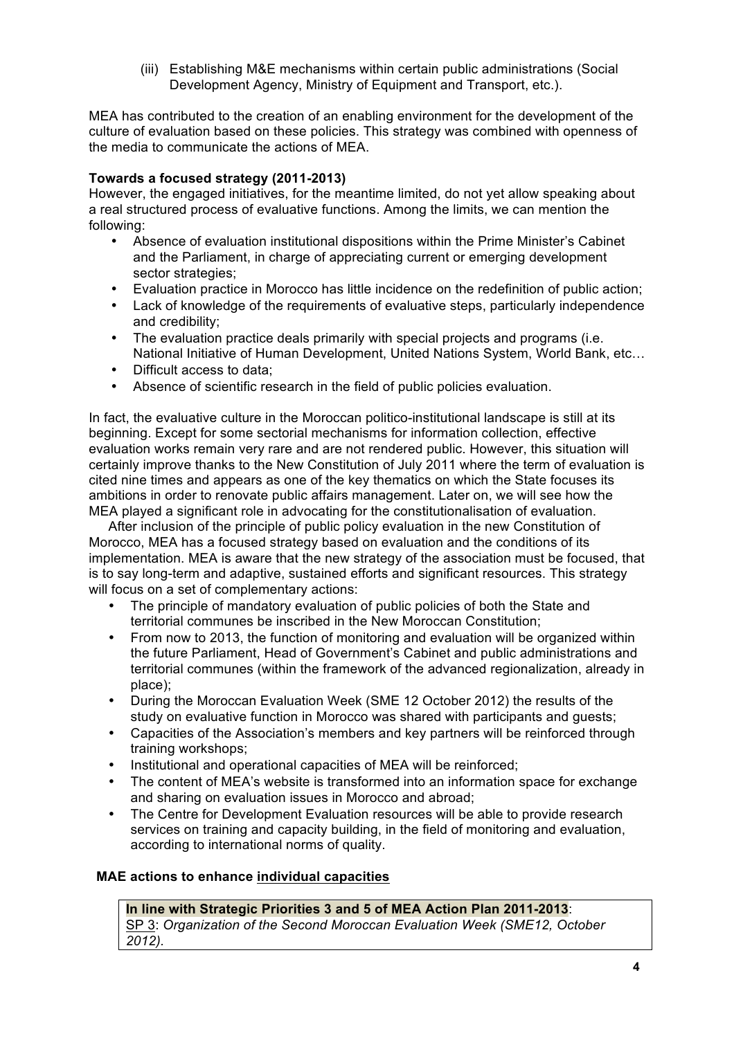(iii) Establishing M&E mechanisms within certain public administrations (Social Development Agency, Ministry of Equipment and Transport, etc.).

MEA has contributed to the creation of an enabling environment for the development of the culture of evaluation based on these policies. This strategy was combined with openness of the media to communicate the actions of MEA.

**Towards a focused strategy (2011-2013)**

However, the engaged initiatives, for the meantime limited, do not yet allow speaking about a real structured process of evaluative functions. Among the limits, we can mention the following:

- Absence of evaluation institutional dispositions within the Prime Minister's Cabinet and the Parliament, in charge of appreciating current or emerging development sector strategies;
- Evaluation practice in Morocco has little incidence on the redefinition of public action;
- Lack of knowledge of the requirements of evaluative steps, particularly independence and credibility;
- The evaluation practice deals primarily with special projects and programs (i.e. National Initiative of Human Development, United Nations System, World Bank, etc…
- Difficult access to data;
- Absence of scientific research in the field of public policies evaluation.

In fact, the evaluative culture in the Moroccan politico-institutional landscape is still at its beginning. Except for some sectorial mechanisms for information collection, effective evaluation works remain very rare and are not rendered public. However, this situation will certainly improve thanks to the New Constitution of July 2011 where the term of evaluation is cited nine times and appears as one of the key thematics on which the State focuses its ambitions in order to renovate public affairs management. Later on, we will see how the MEA played a significant role in advocating for the constitutionalisation of evaluation.

After inclusion of the principle of public policy evaluation in the new Constitution of Morocco, MEA has a focused strategy based on evaluation and the conditions of its implementation. MEA is aware that the new strategy of the association must be focused, that is to say long-term and adaptive, sustained efforts and significant resources. This strategy will focus on a set of complementary actions:

- The principle of mandatory evaluation of public policies of both the State and territorial communes be inscribed in the New Moroccan Constitution;
- From now to 2013, the function of monitoring and evaluation will be organized within the future Parliament, Head of Government's Cabinet and public administrations and territorial communes (within the framework of the advanced regionalization, already in place);
- During the Moroccan Evaluation Week (SME 12 October 2012) the results of the study on evaluative function in Morocco was shared with participants and guests;
- Capacities of the Association's members and key partners will be reinforced through training workshops;
- Institutional and operational capacities of MEA will be reinforced;
- The content of MEA's website is transformed into an information space for exchange and sharing on evaluation issues in Morocco and abroad;
- The Centre for Development Evaluation resources will be able to provide research services on training and capacity building, in the field of monitoring and evaluation, according to international norms of quality.

**MAE actions to enhance individual capacities**

**In line with Strategic Priorities 3 and 5 of MEA Action Plan 2011-2013**:
SP 3: *Organization of the Second Moroccan Evaluation Week (SME12, October 2012).*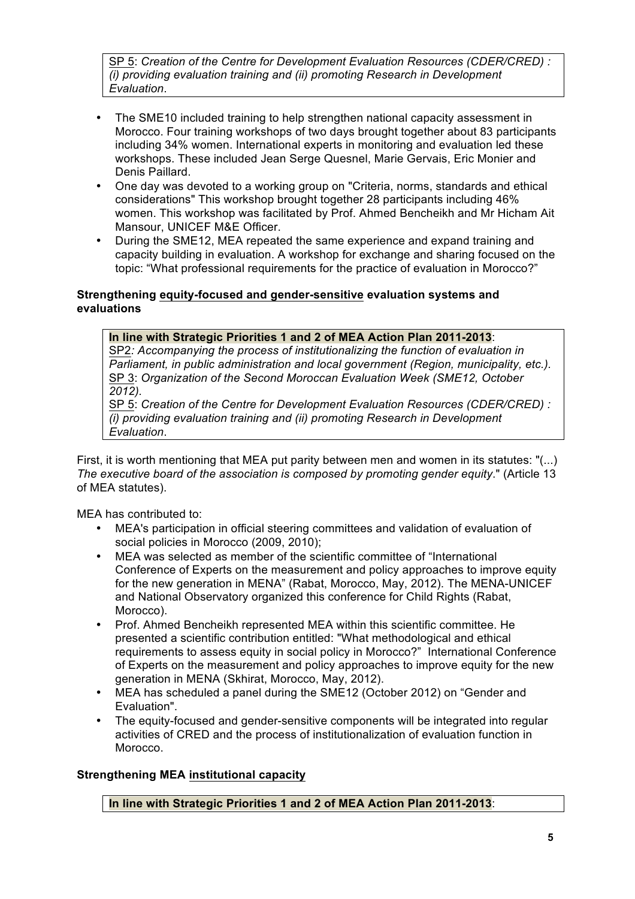SP 5: *Creation of the Centre for Development Evaluation Resources (CDER/CRED) : (i) providing evaluation training and (ii) promoting Research in Development Evaluation*.

- The SME10 included training to help strengthen national capacity assessment in Morocco. Four training workshops of two days brought together about 83 participants including 34% women. International experts in monitoring and evaluation led these workshops. These included Jean Serge Quesnel, Marie Gervais, Eric Monier and Denis Paillard.
- One day was devoted to a working group on "Criteria, norms, standards and ethical considerations" This workshop brought together 28 participants including 46% women. This workshop was facilitated by Prof. Ahmed Bencheikh and Mr Hicham Ait Mansour, UNICEF M&E Officer.
- During the SME12, MEA repeated the same experience and expand training and capacity building in evaluation. A workshop for exchange and sharing focused on the topic: "What professional requirements for the practice of evaluation in Morocco?"

**Strengthening equity-focused and gender-sensitive evaluation systems and evaluations**

**In line with Strategic Priorities 1 and 2 of MEA Action Plan 2011-2013**:
SP2*: Accompanying the process of institutionalizing the function of evaluation in Parliament, in public administration and local government (Region, municipality, etc.).*
SP 3: *Organization of the Second Moroccan Evaluation Week (SME12, October 2012).*
SP 5: *Creation of the Centre for Development Evaluation Resources (CDER/CRED) : (i) providing evaluation training and (ii) promoting Research in Development Evaluation*.

First, it is worth mentioning that MEA put parity between men and women in its statutes: "(...) *The executive board of the association is composed by promoting gender equity*." (Article 13 of MEA statutes).

MEA has contributed to:

- MEA's participation in official steering committees and validation of evaluation of social policies in Morocco (2009, 2010);
- MEA was selected as member of the scientific committee of "International Conference of Experts on the measurement and policy approaches to improve equity for the new generation in MENA" (Rabat, Morocco, May, 2012). The MENA-UNICEF and National Observatory organized this conference for Child Rights (Rabat, Morocco).
- Prof. Ahmed Bencheikh represented MEA within this scientific committee. He presented a scientific contribution entitled: "What methodological and ethical requirements to assess equity in social policy in Morocco?" International Conference of Experts on the measurement and policy approaches to improve equity for the new generation in MENA (Skhirat, Morocco, May, 2012).
- MEA has scheduled a panel during the SME12 (October 2012) on "Gender and Evaluation".
- The equity-focused and gender-sensitive components will be integrated into regular activities of CRED and the process of institutionalization of evaluation function in Morocco.

**Strengthening MEA institutional capacity**

**In line with Strategic Priorities 1 and 2 of MEA Action Plan 2011-2013**: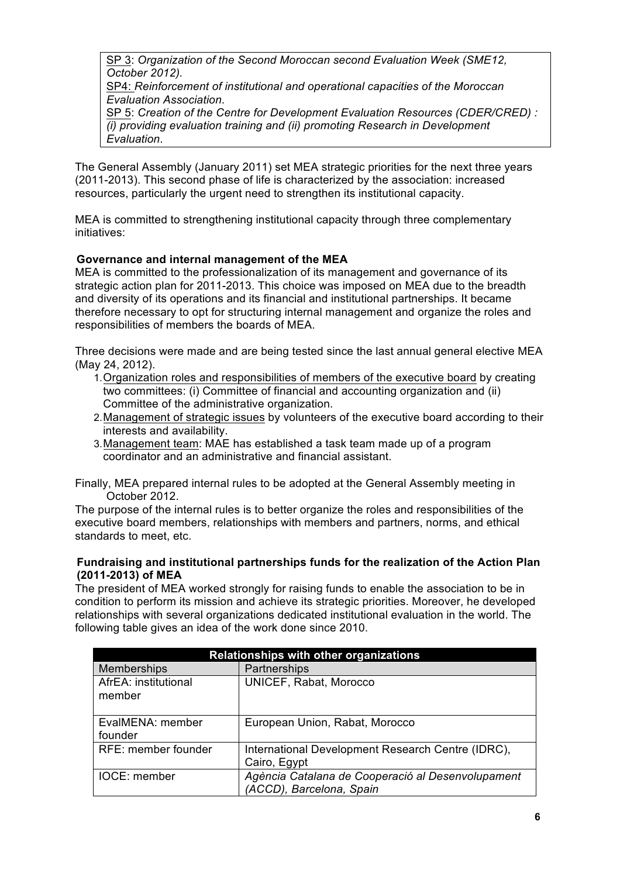SP 3: *Organization of the Second Moroccan second Evaluation Week (SME12, October 2012).*
SP4: *Reinforcement of institutional and operational capacities of the Moroccan Evaluation Association*.
SP 5: *Creation of the Centre for Development Evaluation Resources (CDER/CRED) : (i) providing evaluation training and (ii) promoting Research in Development Evaluation*.

The General Assembly (January 2011) set MEA strategic priorities for the next three years (2011-2013). This second phase of life is characterized by the association: increased resources, particularly the urgent need to strengthen its institutional capacity.

MEA is committed to strengthening institutional capacity through three complementary initiatives:

**Governance and internal management of the MEA**

MEA is committed to the professionalization of its management and governance of its strategic action plan for 2011-2013. This choice was imposed on MEA due to the breadth and diversity of its operations and its financial and institutional partnerships. It became therefore necessary to opt for structuring internal management and organize the roles and responsibilities of members the boards of MEA.

Three decisions were made and are being tested since the last annual general elective MEA (May 24, 2012).

1. Organization roles and responsibilities of members of the executive board by creating two committees: (i) Committee of financial and accounting organization and (ii) Committee of the administrative organization.
2. Management of strategic issues by volunteers of the executive board according to their interests and availability.
3. Management team: MAE has established a task team made up of a program coordinator and an administrative and financial assistant.

Finally, MEA prepared internal rules to be adopted at the General Assembly meeting in October 2012.

The purpose of the internal rules is to better organize the roles and responsibilities of the executive board members, relationships with members and partners, norms, and ethical standards to meet, etc.

**Fundraising and institutional partnerships funds for the realization of the Action Plan (2011-2013) of MEA**

The president of MEA worked strongly for raising funds to enable the association to be in condition to perform its mission and achieve its strategic priorities. Moreover, he developed relationships with several organizations dedicated institutional evaluation in the world. The following table gives an idea of the work done since 2010.

| **Relationships with other organizations** | |
|---|---|
| Memberships | Partnerships |
| AfrEA: institutional member | UNICEF, Rabat, Morocco |
| EvalMENA: member founder | European Union, Rabat, Morocco |
| RFE: member founder | International Development Research Centre (IDRC), Cairo, Egypt |
| IOCE: member | *Agència Catalana de Cooperació al Desenvolupament (ACCD), Barcelona, Spain* |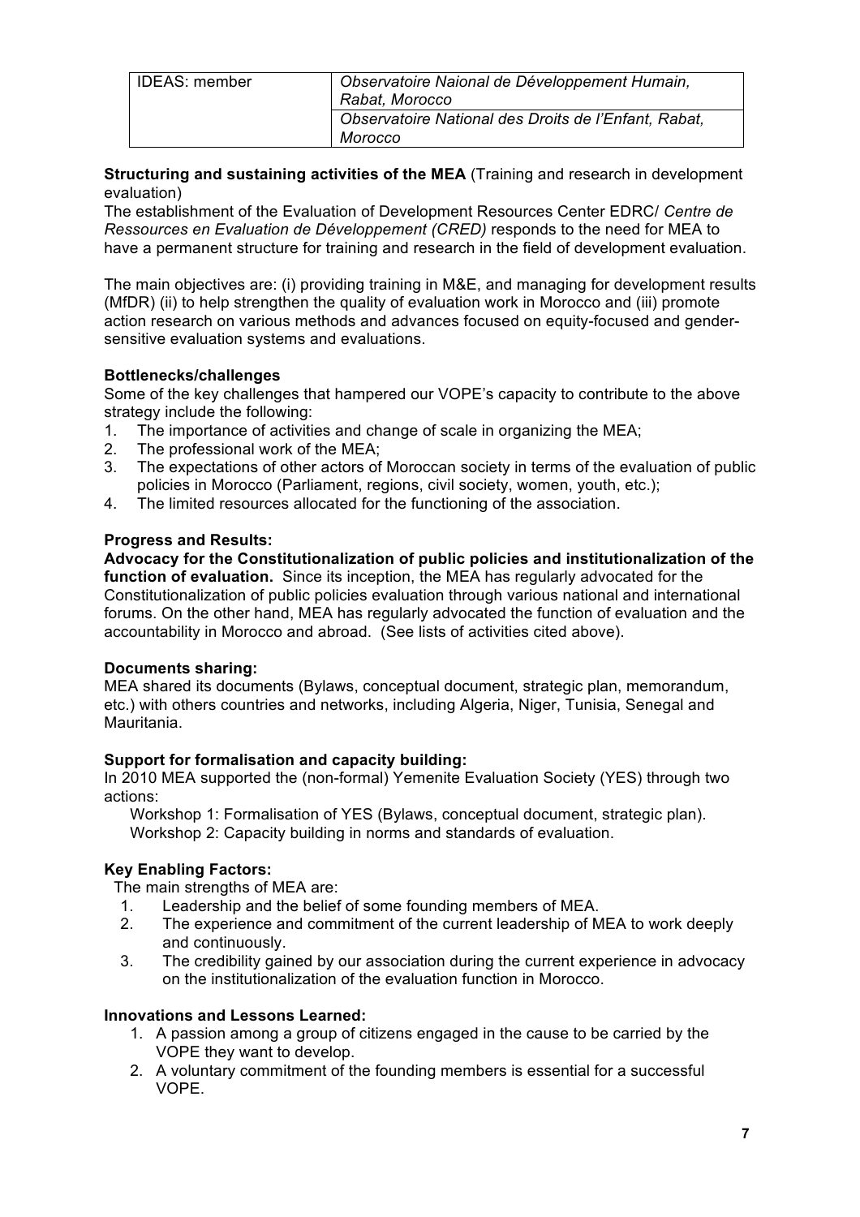| IDEAS: member | *Observatoire Naional de Développement Humain, Rabat, Morocco* |
|---|---|
| | *Observatoire National des Droits de l'Enfant, Rabat, Morocco* |

**Structuring and sustaining activities of the MEA** (Training and research in development evaluation)

The establishment of the Evaluation of Development Resources Center EDRC/ *Centre de Ressources en Evaluation de Développement (CRED)* responds to the need for MEA to have a permanent structure for training and research in the field of development evaluation.

The main objectives are: (i) providing training in M&E, and managing for development results (MfDR) (ii) to help strengthen the quality of evaluation work in Morocco and (iii) promote action research on various methods and advances focused on equity-focused and gender-sensitive evaluation systems and evaluations.

**Bottlenecks/challenges**

Some of the key challenges that hampered our VOPE's capacity to contribute to the above strategy include the following:

1. The importance of activities and change of scale in organizing the MEA;
2. The professional work of the MEA;
3. The expectations of other actors of Moroccan society in terms of the evaluation of public policies in Morocco (Parliament, regions, civil society, women, youth, etc.);
4. The limited resources allocated for the functioning of the association.

**Progress and Results:**

**Advocacy for the Constitutionalization of public policies and institutionalization of the function of evaluation.** Since its inception, the MEA has regularly advocated for the Constitutionalization of public policies evaluation through various national and international forums. On the other hand, MEA has regularly advocated the function of evaluation and the accountability in Morocco and abroad. (See lists of activities cited above).

**Documents sharing:**

MEA shared its documents (Bylaws, conceptual document, strategic plan, memorandum, etc.) with others countries and networks, including Algeria, Niger, Tunisia, Senegal and Mauritania.

**Support for formalisation and capacity building:**

In 2010 MEA supported the (non-formal) Yemenite Evaluation Society (YES) through two actions:

Workshop 1: Formalisation of YES (Bylaws, conceptual document, strategic plan).
Workshop 2: Capacity building in norms and standards of evaluation.

**Key Enabling Factors:**

The main strengths of MEA are:

1. Leadership and the belief of some founding members of MEA.
2. The experience and commitment of the current leadership of MEA to work deeply and continuously.
3. The credibility gained by our association during the current experience in advocacy on the institutionalization of the evaluation function in Morocco.

**Innovations and Lessons Learned:**

1. A passion among a group of citizens engaged in the cause to be carried by the VOPE they want to develop.
2. A voluntary commitment of the founding members is essential for a successful VOPE.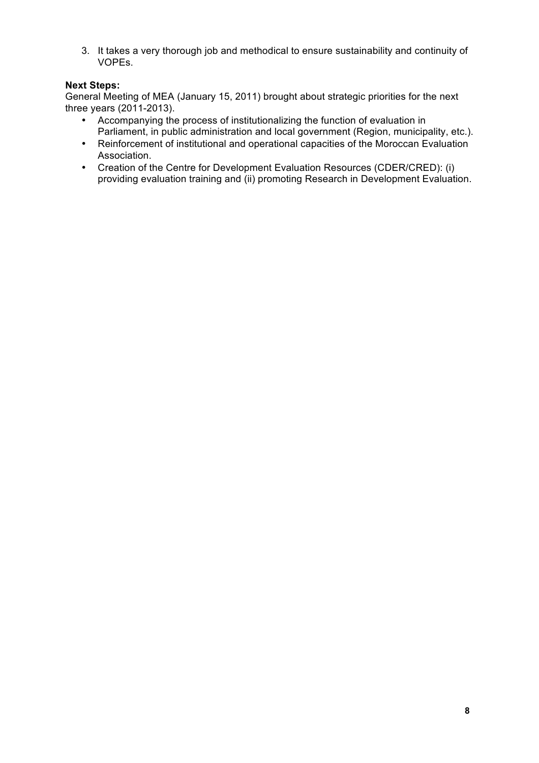3. It takes a very thorough job and methodical to ensure sustainability and continuity of VOPEs.

**Next Steps:**

General Meeting of MEA (January 15, 2011) brought about strategic priorities for the next three years (2011-2013).

- Accompanying the process of institutionalizing the function of evaluation in Parliament, in public administration and local government (Region, municipality, etc.).
- Reinforcement of institutional and operational capacities of the Moroccan Evaluation Association.
- Creation of the Centre for Development Evaluation Resources (CDER/CRED): (i) providing evaluation training and (ii) promoting Research in Development Evaluation.